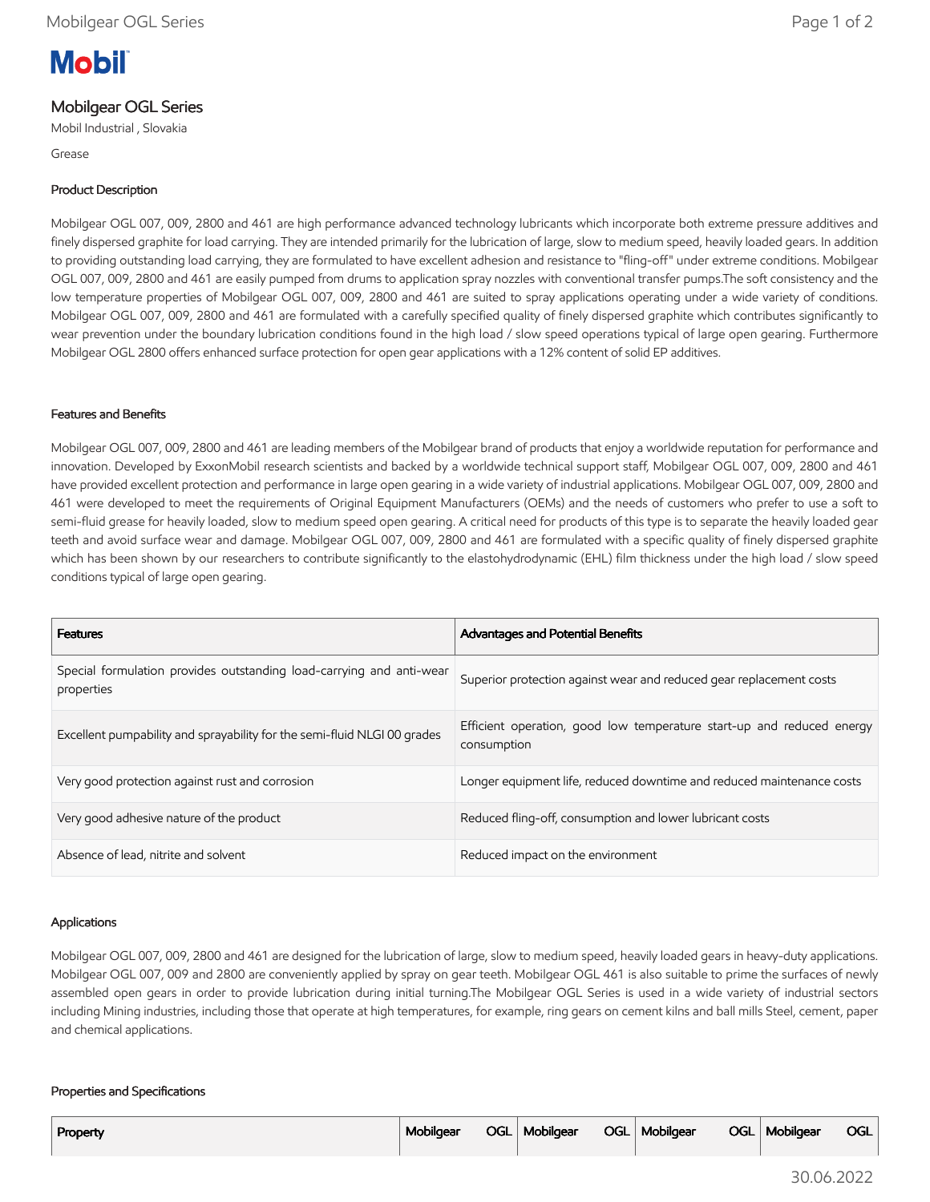Mobil

# Mobilgear OGL Series

Mobil Industrial , Slovakia

Grease

## Product Description

Mobilgear OGL 007, 009, 2800 and 461 are high performance advanced technology lubricants which incorporate both extreme pressure additives and finely dispersed graphite for load carrying. They are intended primarily for the lubrication of large, slow to medium speed, heavily loaded gears. In addition to providing outstanding load carrying, they are formulated to have excellent adhesion and resistance to "fling-off" under extreme conditions. Mobilgear OGL 007, 009, 2800 and 461 are easily pumped from drums to application spray nozzles with conventional transfer pumps.The soft consistency and the low temperature properties of Mobilgear OGL 007, 009, 2800 and 461 are suited to spray applications operating under a wide variety of conditions. Mobilgear OGL 007, 009, 2800 and 461 are formulated with a carefully specified quality of finely dispersed graphite which contributes significantly to wear prevention under the boundary lubrication conditions found in the high load / slow speed operations typical of large open gearing. Furthermore Mobilgear OGL 2800 offers enhanced surface protection for open gear applications with a 12% content of solid EP additives.

## Features and Benefits

Mobilgear OGL 007, 009, 2800 and 461 are leading members of the Mobilgear brand of products that enjoy a worldwide reputation for performance and innovation. Developed by ExxonMobil research scientists and backed by a worldwide technical support staff, Mobilgear OGL 007, 009, 2800 and 461 have provided excellent protection and performance in large open gearing in a wide variety of industrial applications. Mobilgear OGL 007, 009, 2800 and 461 were developed to meet the requirements of Original Equipment Manufacturers (OEMs) and the needs of customers who prefer to use a soft to semi-fluid grease for heavily loaded, slow to medium speed open gearing. A critical need for products of this type is to separate the heavily loaded gear teeth and avoid surface wear and damage. Mobilgear OGL 007, 009, 2800 and 461 are formulated with a specific quality of finely dispersed graphite which has been shown by our researchers to contribute significantly to the elastohydrodynamic (EHL) film thickness under the high load / slow speed conditions typical of large open gearing.

| Features | Advantages and Potential Benefits |
|---|---|
| Special formulation provides outstanding load-carrying and anti-wear properties | Superior protection against wear and reduced gear replacement costs |
| Excellent pumpability and sprayability for the semi-fluid NLGI 00 grades | Efficient operation, good low temperature start-up and reduced energy consumption |
| Very good protection against rust and corrosion | Longer equipment life, reduced downtime and reduced maintenance costs |
| Very good adhesive nature of the product | Reduced fling-off, consumption and lower lubricant costs |
| Absence of lead, nitrite and solvent | Reduced impact on the environment |

## Applications

Mobilgear OGL 007, 009, 2800 and 461 are designed for the lubrication of large, slow to medium speed, heavily loaded gears in heavy-duty applications. Mobilgear OGL 007, 009 and 2800 are conveniently applied by spray on gear teeth. Mobilgear OGL 461 is also suitable to prime the surfaces of newly assembled open gears in order to provide lubrication during initial turning.The Mobilgear OGL Series is used in a wide variety of industrial sectors including Mining industries, including those that operate at high temperatures, for example, ring gears on cement kilns and ball mills Steel, cement, paper and chemical applications.

## Properties and Specifications

| Property | Mobilgear OGL | Mobilgear OGL | Mobilgear OGL | Mobilgear OGL |
|---|---|---|---|---|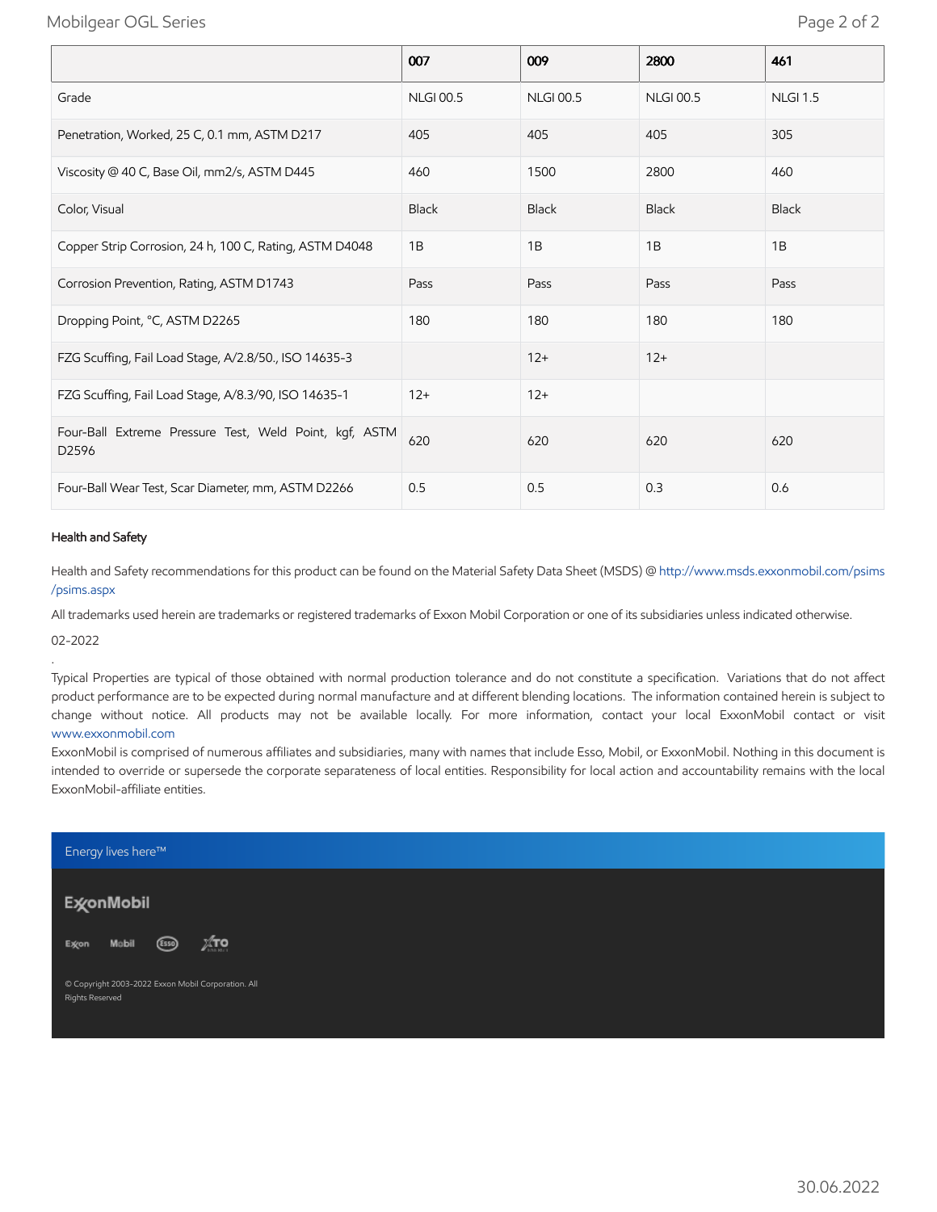| | 007 | 009 | 2800 | 461 |
|---|---|---|---|---|
| Grade | NLGI 00.5 | NLGI 00.5 | NLGI 00.5 | NLGI 1.5 |
| Penetration, Worked, 25 C, 0.1 mm, ASTM D217 | 405 | 405 | 405 | 305 |
| Viscosity @ 40 C, Base Oil, mm2/s, ASTM D445 | 460 | 1500 | 2800 | 460 |
| Color, Visual | Black | Black | Black | Black |
| Copper Strip Corrosion, 24 h, 100 C, Rating, ASTM D4048 | 1B | 1B | 1B | 1B |
| Corrosion Prevention, Rating, ASTM D1743 | Pass | Pass | Pass | Pass |
| Dropping Point, °C, ASTM D2265 | 180 | 180 | 180 | 180 |
| FZG Scuffing, Fail Load Stage, A/2.8/50., ISO 14635-3 | | 12+ | 12+ | |
| FZG Scuffing, Fail Load Stage, A/8.3/90, ISO 14635-1 | 12+ | 12+ | | |
| Four-Ball Extreme Pressure Test, Weld Point, kgf, ASTM D2596 | 620 | 620 | 620 | 620 |
| Four-Ball Wear Test, Scar Diameter, mm, ASTM D2266 | 0.5 | 0.5 | 0.3 | 0.6 |

### Health and Safety

Health and Safety recommendations for this product can be found on the Material Safety Data Sheet (MSDS) @ http://www.msds.exxonmobil.com/psims/psims.aspx

All trademarks used herein are trademarks or registered trademarks of Exxon Mobil Corporation or one of its subsidiaries unless indicated otherwise.

02-2022

.

Typical Properties are typical of those obtained with normal production tolerance and do not constitute a specification. Variations that do not affect product performance are to be expected during normal manufacture and at different blending locations. The information contained herein is subject to change without notice. All products may not be available locally. For more information, contact your local ExxonMobil contact or visit www.exxonmobil.com

ExxonMobil is comprised of numerous affiliates and subsidiaries, many with names that include Esso, Mobil, or ExxonMobil. Nothing in this document is intended to override or supersede the corporate separateness of local entities. Responsibility for local action and accountability remains with the local ExxonMobil-affiliate entities.

Energy lives here™

ExxonMobil

Exxon Mobil Esso XTO

© Copyright 2003-2022 Exxon Mobil Corporation. All Rights Reserved

30.06.2022